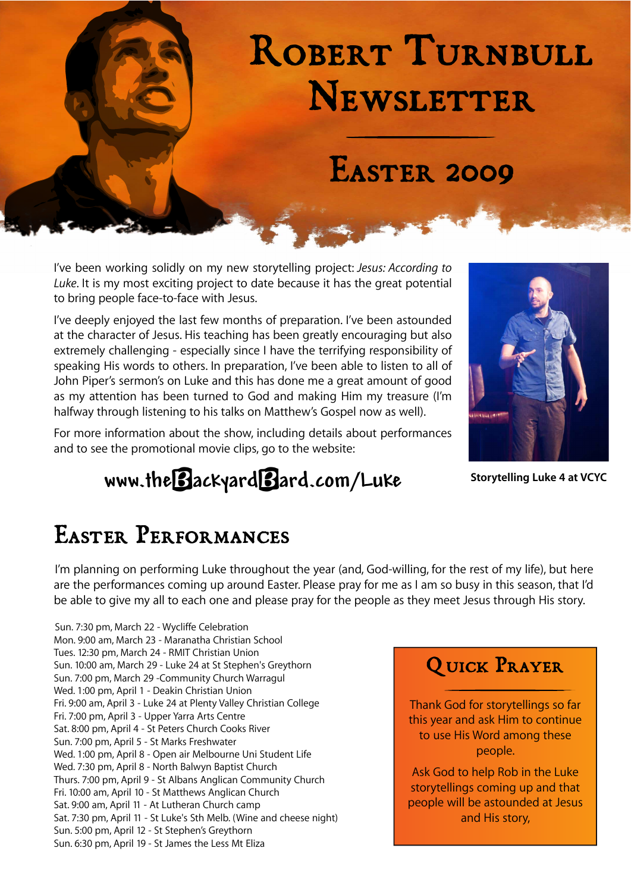# Robert Turnbull Newsletter

## Easter 2009

I've been working solidly on my new storytelling project: *Jesus: According to Luke*. It is my most exciting project to date because it has the great potential to bring people face-to-face with Jesus.

I've deeply enjoyed the last few months of preparation. I've been astounded at the character of Jesus. His teaching has been greatly encouraging but also extremely challenging - especially since I have the terrifying responsibility of speaking His words to others. In preparation, I've been able to listen to all of John Piper's sermon's on Luke and this has done me a great amount of good as my attention has been turned to God and making Him my treasure (I'm halfway through listening to his talks on Matthew's Gospel now as well).

For more information about the show, including details about performances and to see the promotional movie clips, go to the website:

**www.theBackyardBard.com/Luke**

**Storytelling Luke 4 at VCYC**

## Easter Performances

I'm planning on performing Luke throughout the year (and, God-willing, for the rest of my life), but here are the performances coming up around Easter. Please pray for me as I am so busy in this season, that I'd be able to give my all to each one and please pray for the people as they meet Jesus through His story.

Sun. 7:30 pm, March 22 - Wycliffe Celebration  
Mon. 9:00 am, March 23 - Maranatha Christian School  
Tues. 12:30 pm, March 24 - RMIT Christian Union  
Sun. 10:00 am, March 29 - Luke 24 at St Stephen's Greythorn  
Sun. 7:00 pm, March 29 -Community Church Warragul  
Wed. 1:00 pm, April 1 - Deakin Christian Union  
Fri. 9:00 am, April 3 - Luke 24 at Plenty Valley Christian College  
Fri. 7:00 pm, April 3 - Upper Yarra Arts Centre  
Sat. 8:00 pm, April 4 - St Peters Church Cooks River  
Sun. 7:00 pm, April 5 - St Marks Freshwater  
Wed. 1:00 pm, April 8 - Open air Melbourne Uni Student Life  
Wed. 7:30 pm, April 8 - North Balwyn Baptist Church  
Thurs. 7:00 pm, April 9 - St Albans Anglican Community Church  
Fri. 10:00 am, April 10 - St Matthews Anglican Church  
Sat. 9:00 am, April 11 - At Lutheran Church camp  
Sat. 7:30 pm, April 11 - St Luke's Sth Melb. (Wine and cheese night)  
Sun. 5:00 pm, April 12 - St Stephen's Greythorn  
Sun. 6:30 pm, April 19 - St James the Less Mt Eliza

### Quick Prayer

Thank God for storytellings so far this year and ask Him to continue to use His Word among these people.

Ask God to help Rob in the Luke storytellings coming up and that people will be astounded at Jesus and His story,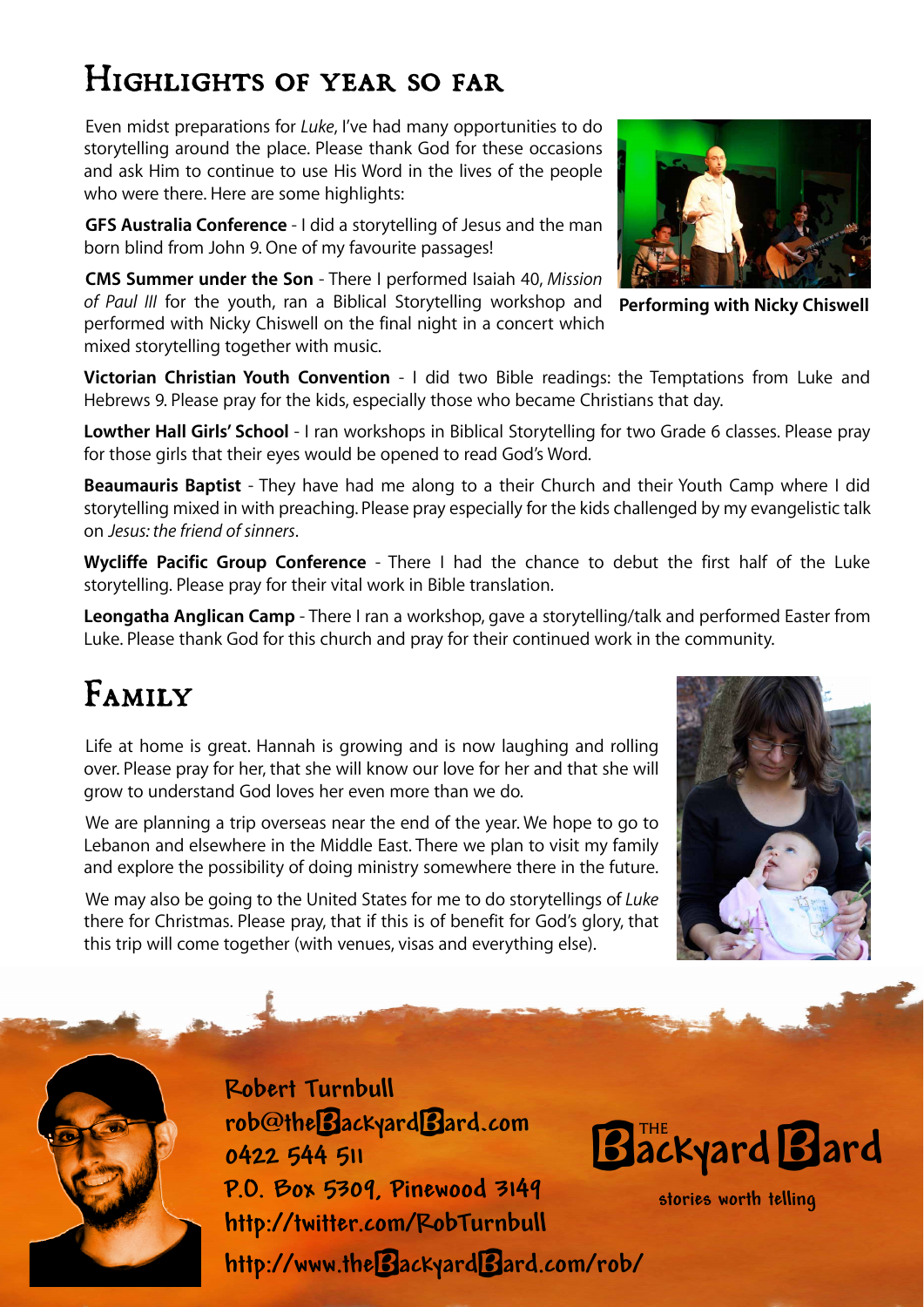# Highlights of year so far

Even midst preparations for *Luke*, I've had many opportunities to do storytelling around the place. Please thank God for these occasions and ask Him to continue to use His Word in the lives of the people who were there. Here are some highlights:

**GFS Australia Conference** - I did a storytelling of Jesus and the man born blind from John 9. One of my favourite passages!

**CMS Summer under the Son** - There I performed Isaiah 40, *Mission of Paul III* for the youth, ran a Biblical Storytelling workshop and performed with Nicky Chiswell on the final night in a concert which mixed storytelling together with music.

**Performing with Nicky Chiswell**

**Victorian Christian Youth Convention** - I did two Bible readings: the Temptations from Luke and Hebrews 9. Please pray for the kids, especially those who became Christians that day.

**Lowther Hall Girls' School** - I ran workshops in Biblical Storytelling for two Grade 6 classes. Please pray for those girls that their eyes would be opened to read God's Word.

**Beaumauris Baptist** - They have had me along to a their Church and their Youth Camp where I did storytelling mixed in with preaching. Please pray especially for the kids challenged by my evangelistic talk on *Jesus: the friend of sinners*.

**Wycliffe Pacific Group Conference** - There I had the chance to debut the first half of the Luke storytelling. Please pray for their vital work in Bible translation.

**Leongatha Anglican Camp** - There I ran a workshop, gave a storytelling/talk and performed Easter from Luke. Please thank God for this church and pray for their continued work in the community.

# Family

Life at home is great. Hannah is growing and is now laughing and rolling over. Please pray for her, that she will know our love for her and that she will grow to understand God loves her even more than we do.

We are planning a trip overseas near the end of the year. We hope to go to Lebanon and elsewhere in the Middle East. There we plan to visit my family and explore the possibility of doing ministry somewhere there in the future.

We may also be going to the United States for me to do storytellings of *Luke* there for Christmas. Please pray, that if this is of benefit for God's glory, that this trip will come together (with venues, visas and everything else).

Robert Turnbull
rob@theBackyardBard.com
0422 544 511
P.O. Box 5309, Pinewood 3149
http://twitter.com/RobTurnbull
http://www.theBackyardBard.com/rob/

The Backyard Bard
stories worth telling